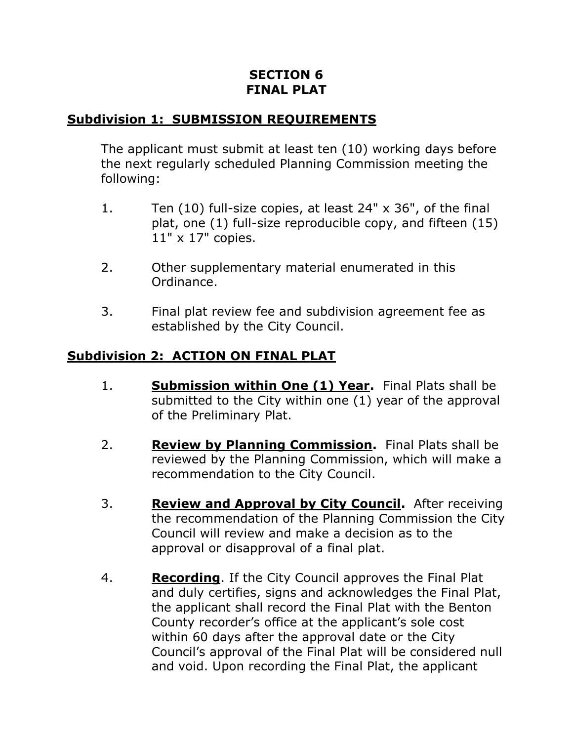# SECTION 6
# FINAL PLAT

## Subdivision 1: SUBMISSION REQUIREMENTS

The applicant must submit at least ten (10) working days before the next regularly scheduled Planning Commission meeting the following:

1. Ten (10) full-size copies, at least 24" x 36", of the final plat, one (1) full-size reproducible copy, and fifteen (15) 11" x 17" copies.

2. Other supplementary material enumerated in this Ordinance.

3. Final plat review fee and subdivision agreement fee as established by the City Council.

## Subdivision 2: ACTION ON FINAL PLAT

1. **Submission within One (1) Year.** Final Plats shall be submitted to the City within one (1) year of the approval of the Preliminary Plat.

2. **Review by Planning Commission.** Final Plats shall be reviewed by the Planning Commission, which will make a recommendation to the City Council.

3. **Review and Approval by City Council.** After receiving the recommendation of the Planning Commission the City Council will review and make a decision as to the approval or disapproval of a final plat.

4. **Recording**. If the City Council approves the Final Plat and duly certifies, signs and acknowledges the Final Plat, the applicant shall record the Final Plat with the Benton County recorder's office at the applicant's sole cost within 60 days after the approval date or the City Council's approval of the Final Plat will be considered null and void. Upon recording the Final Plat, the applicant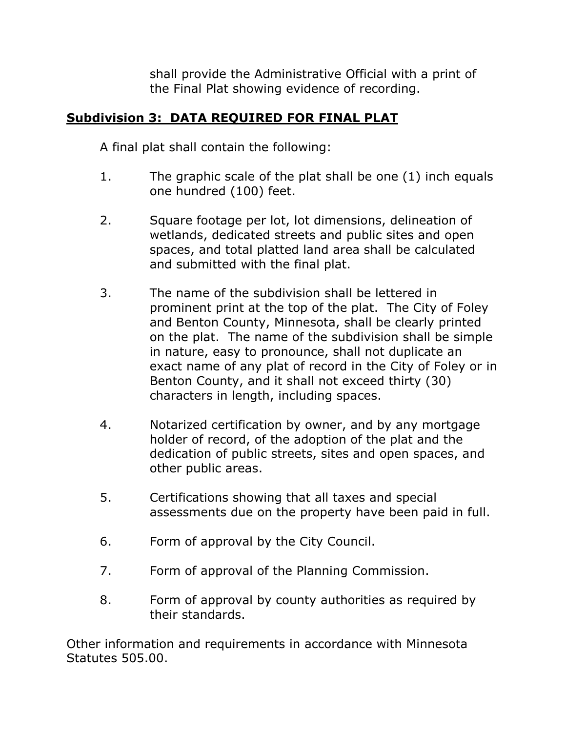shall provide the Administrative Official with a print of the Final Plat showing evidence of recording.

## **Subdivision 3: DATA REQUIRED FOR FINAL PLAT**

A final plat shall contain the following:

1. The graphic scale of the plat shall be one (1) inch equals one hundred (100) feet.

2. Square footage per lot, lot dimensions, delineation of wetlands, dedicated streets and public sites and open spaces, and total platted land area shall be calculated and submitted with the final plat.

3. The name of the subdivision shall be lettered in prominent print at the top of the plat. The City of Foley and Benton County, Minnesota, shall be clearly printed on the plat. The name of the subdivision shall be simple in nature, easy to pronounce, shall not duplicate an exact name of any plat of record in the City of Foley or in Benton County, and it shall not exceed thirty (30) characters in length, including spaces.

4. Notarized certification by owner, and by any mortgage holder of record, of the adoption of the plat and the dedication of public streets, sites and open spaces, and other public areas.

5. Certifications showing that all taxes and special assessments due on the property have been paid in full.

6. Form of approval by the City Council.

7. Form of approval of the Planning Commission.

8. Form of approval by county authorities as required by their standards.

Other information and requirements in accordance with Minnesota Statutes 505.00.